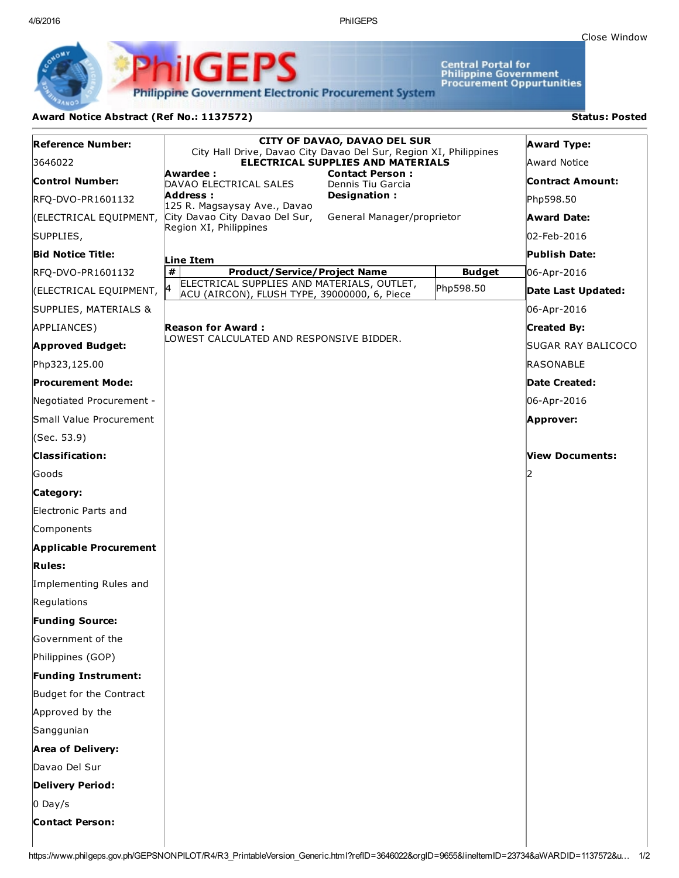Close Window

PhilGEPS

Philippine Government Electronic Procurement System

Central Portal for Philippine Government Procurement Oppurtunities

## Award Notice Abstract (Ref No.: 1137572)

**Status: Posted**

**Reference Number:**
3646022

**Control Number:**
RFQ-DVO-PR1601132 (ELECTRICAL EQUIPMENT, SUPPLIES,

**Bid Notice Title:**
RFQ-DVO-PR1601132 (ELECTRICAL EQUIPMENT, SUPPLIES, MATERIALS & APPLIANCES)

**Approved Budget:**
Php323,125.00

**Procurement Mode:**
Negotiated Procurement - Small Value Procurement (Sec. 53.9)

**Classification:**
Goods

**Category:**
Electronic Parts and Components

**Applicable Procurement Rules:**
Implementing Rules and Regulations

**Funding Source:**
Government of the Philippines (GOP)

**Funding Instrument:**
Budget for the Contract Approved by the Sanggunian

**Area of Delivery:**
Davao Del Sur

**Delivery Period:**
0 Day/s

**Contact Person:**

---

**CITY OF DAVAO, DAVAO DEL SUR**
City Hall Drive, Davao City Davao Del Sur, Region XI, Philippines
**ELECTRICAL SUPPLIES AND MATERIALS**

**Awardee :**
DAVAO ELECTRICAL SALES

**Address :**
125 R. Magsaysay Ave., Davao City Davao City Davao Del Sur, Region XI, Philippines

**Contact Person :**
Dennis Tiu Garcia

**Designation :**
General Manager/proprietor

**Line Item**

| # | Product/Service/Project Name | Budget |
|---|---|---|
| 4 | ELECTRICAL SUPPLIES AND MATERIALS, OUTLET, ACU (AIRCON), FLUSH TYPE, 39000000, 6, Piece | Php598.50 |

**Reason for Award :**
LOWEST CALCULATED AND RESPONSIVE BIDDER.

---

**Award Type:**
Award Notice

**Contract Amount:**
Php598.50

**Award Date:**
02-Feb-2016

**Publish Date:**
06-Apr-2016

**Date Last Updated:**
06-Apr-2016

**Created By:**
SUGAR RAY BALICOCO RASONABLE

**Date Created:**
06-Apr-2016

**Approver:**

**View Documents:**
2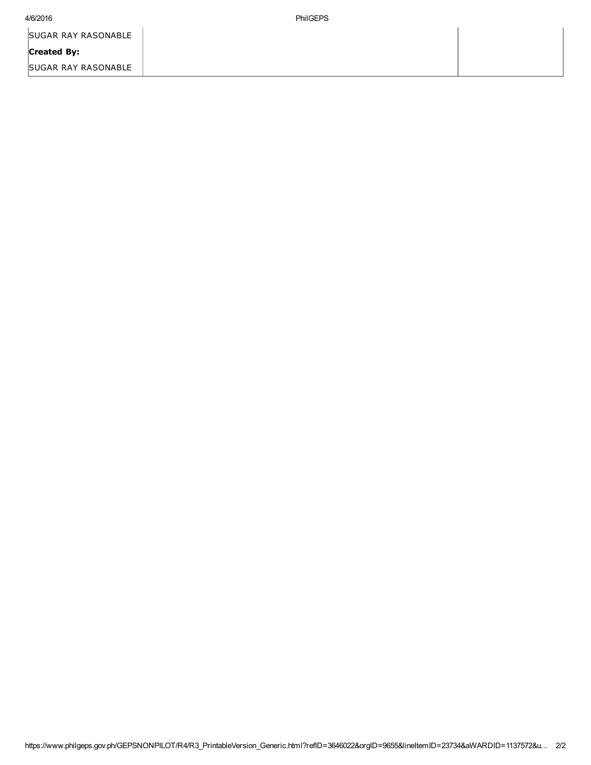| | | |
|---|---|---|
| SUGAR RAY RASONABLE | | |
| **Created By:** | | |
| SUGAR RAY RASONABLE | | |